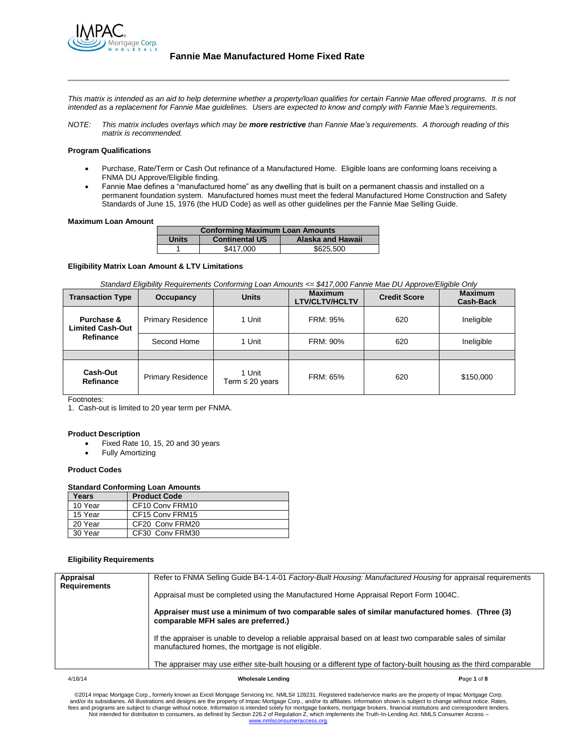# Fannie Mae Manufactured Home Fixed Rate

*This matrix is intended as an aid to help determine whether a property/loan qualifies for certain Fannie Mae offered programs. It is not intended as a replacement for Fannie Mae guidelines. Users are expected to know and comply with Fannie Mae's requirements.*

*NOTE: This matrix includes overlays which may be **more restrictive** than Fannie Mae's requirements. A thorough reading of this matrix is recommended.*

**Program Qualifications**

- Purchase, Rate/Term or Cash Out refinance of a Manufactured Home. Eligible loans are conforming loans receiving a FNMA DU Approve/Eligible finding.
- Fannie Mae defines a "manufactured home" as any dwelling that is built on a permanent chassis and installed on a permanent foundation system. Manufactured homes must meet the federal Manufactured Home Construction and Safety Standards of June 15, 1976 (the HUD Code) as well as other guidelines per the Fannie Mae Selling Guide.

**Maximum Loan Amount**

| Conforming Maximum Loan Amounts | | |
|---|---|---|
| Units | Continental US | Alaska and Hawaii |
| 1 | $417,000 | $625,500 |

**Eligibility Matrix Loan Amount & LTV Limitations**

*Standard Eligibility Requirements Conforming Loan Amounts <= $417,000 Fannie Mae DU Approve/Eligible Only*

| Transaction Type | Occupancy | Units | Maximum LTV/CLTV/HCLTV | Credit Score | Maximum Cash-Back |
|---|---|---|---|---|---|
| Purchase & Limited Cash-Out Refinance | Primary Residence | 1 Unit | FRM: 95% | 620 | Ineligible |
| | Second Home | 1 Unit | FRM: 90% | 620 | Ineligible |
| | | | | | |
| Cash-Out Refinance | Primary Residence | 1 Unit Term ≤ 20 years | FRM: 65% | 620 | $150,000 |

Footnotes:
1. Cash-out is limited to 20 year term per FNMA.

**Product Description**

- Fixed Rate 10, 15, 20 and 30 years
- Fully Amortizing

**Product Codes**

**Standard Conforming Loan Amounts**

| Years | Product Code |
|---|---|
| 10 Year | CF10 Conv FRM10 |
| 15 Year | CF15 Conv FRM15 |
| 20 Year | CF20 Conv FRM20 |
| 30 Year | CF30 Conv FRM30 |

**Eligibility Requirements**

| | |
|---|---|
| **Appraisal Requirements** | Refer to FNMA Selling Guide B4-1.4-01 *Factory-Built Housing: Manufactured Housing* for appraisal requirements<br><br>Appraisal must be completed using the Manufactured Home Appraisal Report Form 1004C.<br><br>**Appraiser must use a minimum of two comparable sales of similar manufactured homes. (Three (3) comparable MFH sales are preferred.)**<br><br>If the appraiser is unable to develop a reliable appraisal based on at least two comparable sales of similar manufactured homes, the mortgage is not eligible.<br><br>The appraiser may use either site-built housing or a different type of factory-built housing as the third comparable |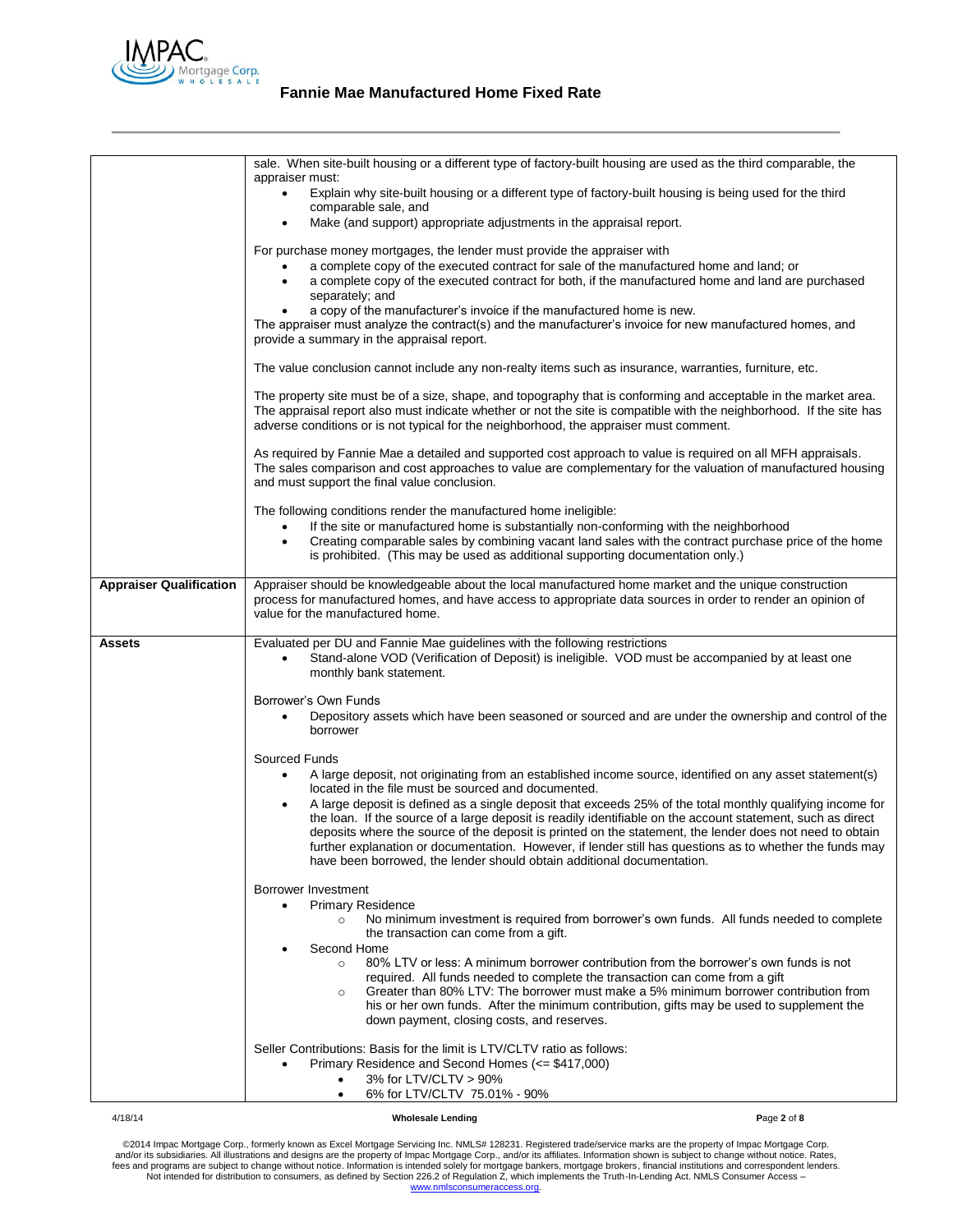| | |
|---|---|
| | sale. When site-built housing or a different type of factory-built housing are used as the third comparable, the appraiser must:<br>• Explain why site-built housing or a different type of factory-built housing is being used for the third comparable sale, and<br>• Make (and support) appropriate adjustments in the appraisal report.<br><br>For purchase money mortgages, the lender must provide the appraiser with<br>• a complete copy of the executed contract for sale of the manufactured home and land; or<br>• a complete copy of the executed contract for both, if the manufactured home and land are purchased separately; and<br>• a copy of the manufacturer's invoice if the manufactured home is new.<br>The appraiser must analyze the contract(s) and the manufacturer's invoice for new manufactured homes, and provide a summary in the appraisal report.<br><br>The value conclusion cannot include any non-realty items such as insurance, warranties, furniture, etc.<br><br>The property site must be of a size, shape, and topography that is conforming and acceptable in the market area. The appraisal report also must indicate whether or not the site is compatible with the neighborhood. If the site has adverse conditions or is not typical for the neighborhood, the appraiser must comment.<br><br>As required by Fannie Mae a detailed and supported cost approach to value is required on all MFH appraisals. The sales comparison and cost approaches to value are complementary for the valuation of manufactured housing and must support the final value conclusion.<br><br>The following conditions render the manufactured home ineligible:<br>• If the site or manufactured home is substantially non-conforming with the neighborhood<br>• Creating comparable sales by combining vacant land sales with the contract purchase price of the home is prohibited. (This may be used as additional supporting documentation only.) |
| **Appraiser Qualification** | Appraiser should be knowledgeable about the local manufactured home market and the unique construction process for manufactured homes, and have access to appropriate data sources in order to render an opinion of value for the manufactured home. |
| **Assets** | Evaluated per DU and Fannie Mae guidelines with the following restrictions<br>• Stand-alone VOD (Verification of Deposit) is ineligible. VOD must be accompanied by at least one monthly bank statement.<br><br>Borrower's Own Funds<br>• Depository assets which have been seasoned or sourced and are under the ownership and control of the borrower<br><br>Sourced Funds<br>• A large deposit, not originating from an established income source, identified on any asset statement(s) located in the file must be sourced and documented.<br>• A large deposit is defined as a single deposit that exceeds 25% of the total monthly qualifying income for the loan. If the source of a large deposit is readily identifiable on the account statement, such as direct deposits where the source of the deposit is printed on the statement, the lender does not need to obtain further explanation or documentation. However, if lender still has questions as to whether the funds may have been borrowed, the lender should obtain additional documentation.<br><br>Borrower Investment<br>• Primary Residence<br>  ○ No minimum investment is required from borrower's own funds. All funds needed to complete the transaction can come from a gift.<br>• Second Home<br>  ○ 80% LTV or less: A minimum borrower contribution from the borrower's own funds is not required. All funds needed to complete the transaction can come from a gift<br>  ○ Greater than 80% LTV: The borrower must make a 5% minimum borrower contribution from his or her own funds. After the minimum contribution, gifts may be used to supplement the down payment, closing costs, and reserves.<br><br>Seller Contributions: Basis for the limit is LTV/CLTV ratio as follows:<br>• Primary Residence and Second Homes (<= $417,000)<br>  • 3% for LTV/CLTV > 90%<br>  • 6% for LTV/CLTV 75.01% - 90% |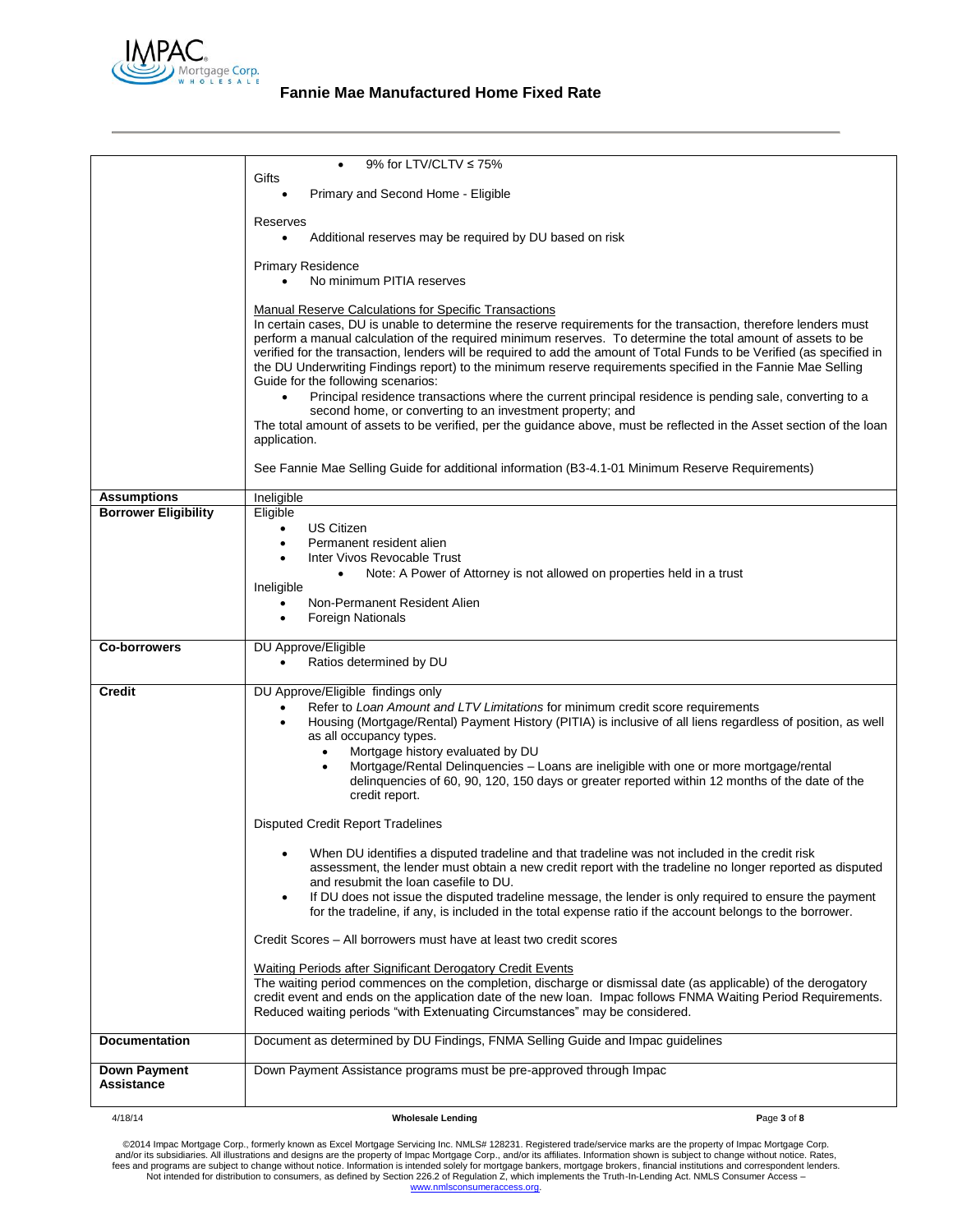| | |
|---|---|
| | • 9% for LTV/CLTV ≤ 75%<br>Gifts<br>• Primary and Second Home - Eligible<br><br>Reserves<br>• Additional reserves may be required by DU based on risk<br><br>Primary Residence<br>• No minimum PITIA reserves<br><br>Manual Reserve Calculations for Specific Transactions<br>In certain cases, DU is unable to determine the reserve requirements for the transaction, therefore lenders must perform a manual calculation of the required minimum reserves. To determine the total amount of assets to be verified for the transaction, lenders will be required to add the amount of Total Funds to be Verified (as specified in the DU Underwriting Findings report) to the minimum reserve requirements specified in the Fannie Mae Selling Guide for the following scenarios:<br>• Principal residence transactions where the current principal residence is pending sale, converting to a second home, or converting to an investment property; and<br>The total amount of assets to be verified, per the guidance above, must be reflected in the Asset section of the loan application.<br><br>See Fannie Mae Selling Guide for additional information (B3-4.1-01 Minimum Reserve Requirements) |
| **Assumptions** | Ineligible |
| **Borrower Eligibility** | Eligible<br>• US Citizen<br>• Permanent resident alien<br>• Inter Vivos Revocable Trust<br>  • Note: A Power of Attorney is not allowed on properties held in a trust<br>Ineligible<br>• Non-Permanent Resident Alien<br>• Foreign Nationals |
| **Co-borrowers** | DU Approve/Eligible<br>• Ratios determined by DU |
| **Credit** | DU Approve/Eligible findings only<br>• Refer to *Loan Amount and LTV Limitations* for minimum credit score requirements<br>• Housing (Mortgage/Rental) Payment History (PITIA) is inclusive of all liens regardless of position, as well as all occupancy types.<br>  • Mortgage history evaluated by DU<br>  • Mortgage/Rental Delinquencies – Loans are ineligible with one or more mortgage/rental delinquencies of 60, 90, 120, 150 days or greater reported within 12 months of the date of the credit report.<br><br>Disputed Credit Report Tradelines<br><br>• When DU identifies a disputed tradeline and that tradeline was not included in the credit risk assessment, the lender must obtain a new credit report with the tradeline no longer reported as disputed and resubmit the loan casefile to DU.<br>• If DU does not issue the disputed tradeline message, the lender is only required to ensure the payment for the tradeline, if any, is included in the total expense ratio if the account belongs to the borrower.<br><br>Credit Scores – All borrowers must have at least two credit scores<br><br>Waiting Periods after Significant Derogatory Credit Events<br>The waiting period commences on the completion, discharge or dismissal date (as applicable) of the derogatory credit event and ends on the application date of the new loan. Impac follows FNMA Waiting Period Requirements. Reduced waiting periods "with Extenuating Circumstances" may be considered. |
| **Documentation** | Document as determined by DU Findings, FNMA Selling Guide and Impac guidelines |
| **Down Payment Assistance** | Down Payment Assistance programs must be pre-approved through Impac |

©2014 Impac Mortgage Corp., formerly known as Excel Mortgage Servicing Inc. NMLS# 128231. Registered trade/service marks are the property of Impac Mortgage Corp. and/or its subsidiaries. All illustrations and designs are the property of Impac Mortgage Corp., and/or its affiliates. Information shown is subject to change without notice. Rates, fees and programs are subject to change without notice. Information is intended solely for mortgage bankers, mortgage brokers, financial institutions and correspondent lenders. Not intended for distribution to consumers, as defined by Section 226.2 of Regulation Z, which implements the Truth-In-Lending Act. NMLS Consumer Access – www.nmlsconsumeraccess.org.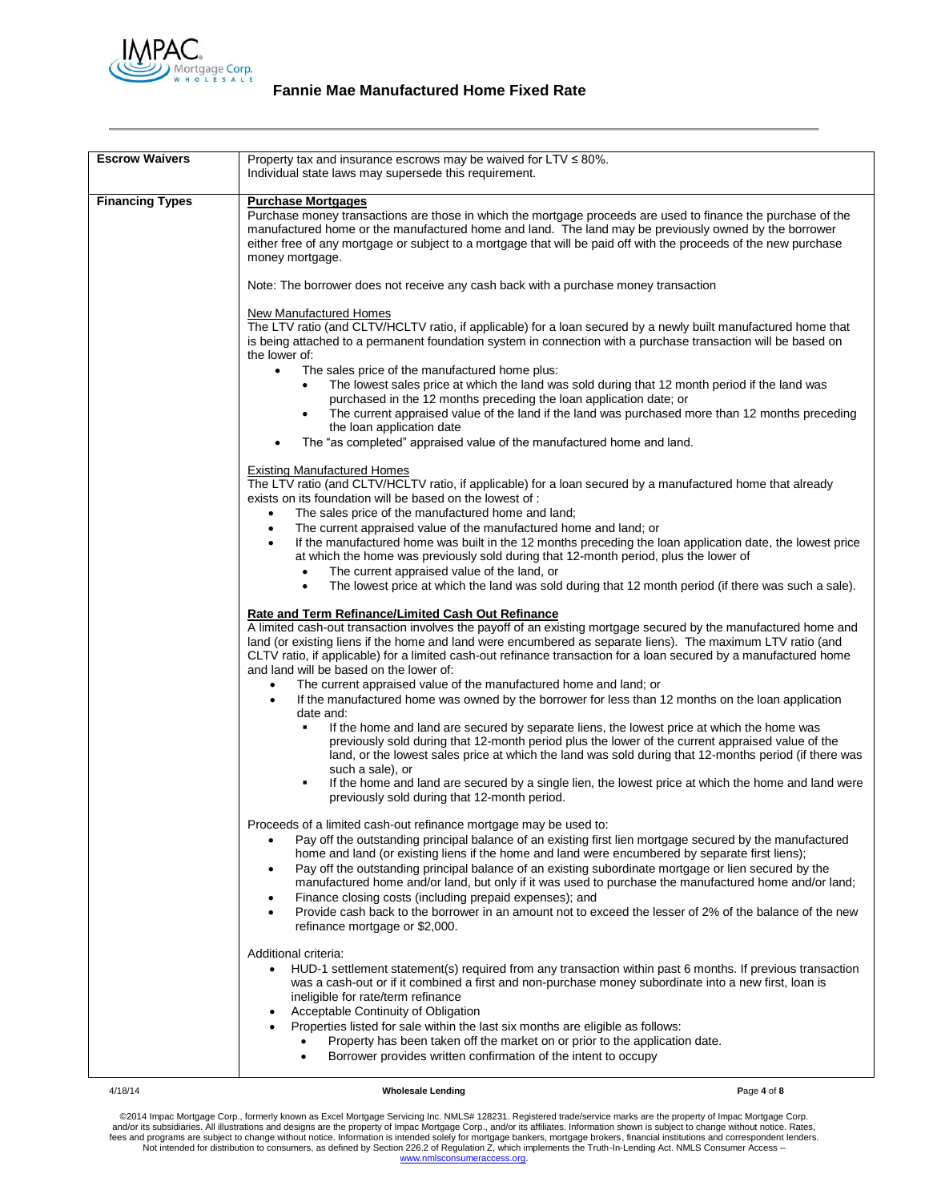**Escrow Waivers**

Property tax and insurance escrows may be waived for LTV ≤ 80%.
Individual state laws may supersede this requirement.

**Financing Types**

**Purchase Mortgages**

Purchase money transactions are those in which the mortgage proceeds are used to finance the purchase of the manufactured home or the manufactured home and land. The land may be previously owned by the borrower either free of any mortgage or subject to a mortgage that will be paid off with the proceeds of the new purchase money mortgage.

Note: The borrower does not receive any cash back with a purchase money transaction

New Manufactured Homes

The LTV ratio (and CLTV/HCLTV ratio, if applicable) for a loan secured by a newly built manufactured home that is being attached to a permanent foundation system in connection with a purchase transaction will be based on the lower of:

- The sales price of the manufactured home plus:
    - The lowest sales price at which the land was sold during that 12 month period if the land was purchased in the 12 months preceding the loan application date; or
    - The current appraised value of the land if the land was purchased more than 12 months preceding the loan application date
- The "as completed" appraised value of the manufactured home and land.

Existing Manufactured Homes

The LTV ratio (and CLTV/HCLTV ratio, if applicable) for a loan secured by a manufactured home that already exists on its foundation will be based on the lowest of :

- The sales price of the manufactured home and land;
- The current appraised value of the manufactured home and land; or
- If the manufactured home was built in the 12 months preceding the loan application date, the lowest price at which the home was previously sold during that 12-month period, plus the lower of
    - The current appraised value of the land, or
    - The lowest price at which the land was sold during that 12 month period (if there was such a sale).

**Rate and Term Refinance/Limited Cash Out Refinance**

A limited cash-out transaction involves the payoff of an existing mortgage secured by the manufactured home and land (or existing liens if the home and land were encumbered as separate liens). The maximum LTV ratio (and CLTV ratio, if applicable) for a limited cash-out refinance transaction for a loan secured by a manufactured home and land will be based on the lower of:

- The current appraised value of the manufactured home and land; or
- If the manufactured home was owned by the borrower for less than 12 months on the loan application date and:
    - If the home and land are secured by separate liens, the lowest price at which the home was previously sold during that 12-month period plus the lower of the current appraised value of the land, or the lowest sales price at which the land was sold during that 12-months period (if there was such a sale), or
    - If the home and land are secured by a single lien, the lowest price at which the home and land were previously sold during that 12-month period.

Proceeds of a limited cash-out refinance mortgage may be used to:

- Pay off the outstanding principal balance of an existing first lien mortgage secured by the manufactured home and land (or existing liens if the home and land were encumbered by separate first liens);
- Pay off the outstanding principal balance of an existing subordinate mortgage or lien secured by the manufactured home and/or land, but only if it was used to purchase the manufactured home and/or land;
- Finance closing costs (including prepaid expenses); and
- Provide cash back to the borrower in an amount not to exceed the lesser of 2% of the balance of the new refinance mortgage or $2,000.

Additional criteria:

- HUD-1 settlement statement(s) required from any transaction within past 6 months. If previous transaction was a cash-out or if it combined a first and non-purchase money subordinate into a new first, loan is ineligible for rate/term refinance
- Acceptable Continuity of Obligation
- Properties listed for sale within the last six months are eligible as follows:
    - Property has been taken off the market on or prior to the application date.
    - Borrower provides written confirmation of the intent to occupy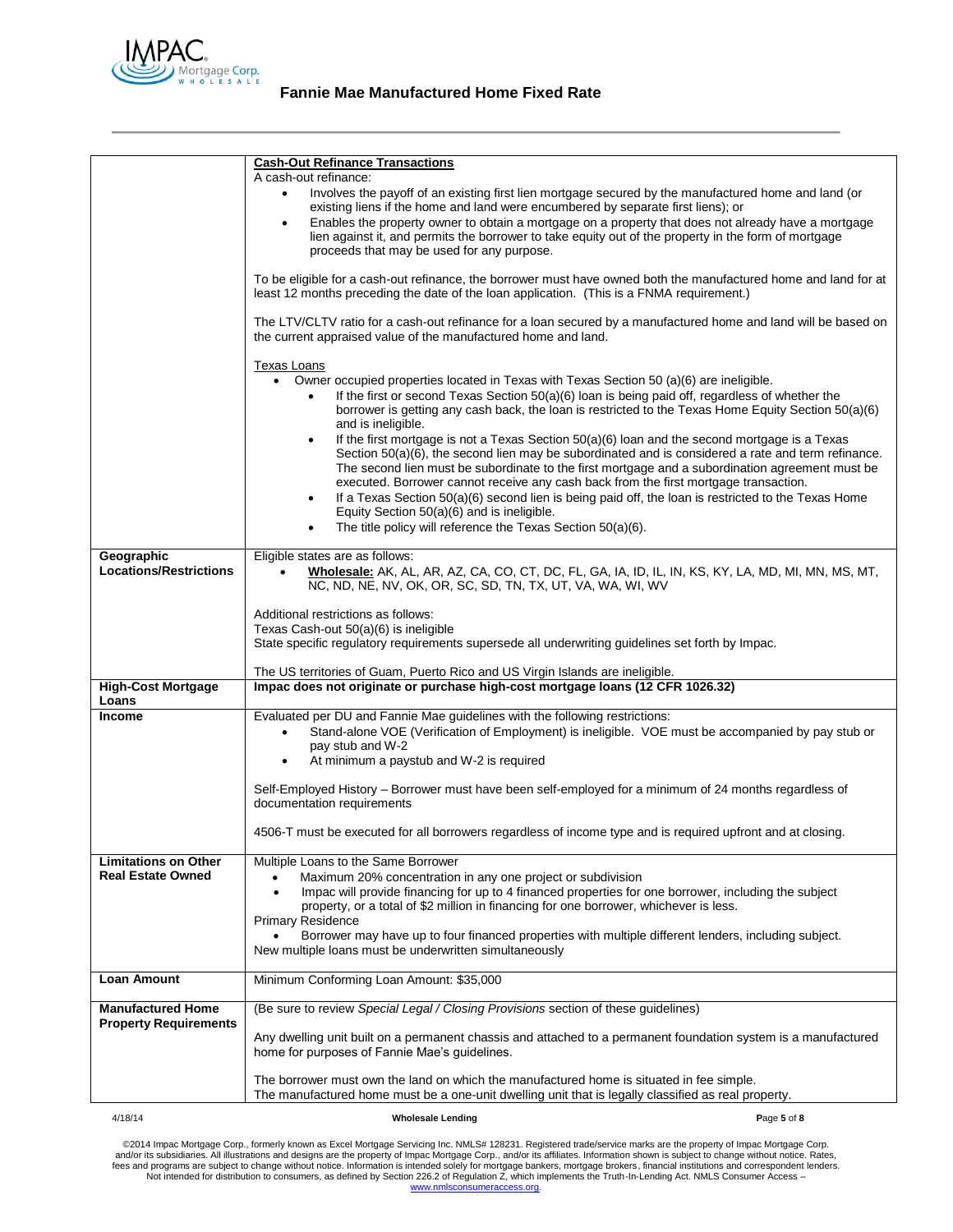| | |
|---|---|
| | **Cash-Out Refinance Transactions**<br>A cash-out refinance:<br>• Involves the payoff of an existing first lien mortgage secured by the manufactured home and land (or existing liens if the home and land were encumbered by separate first liens); or<br>• Enables the property owner to obtain a mortgage on a property that does not already have a mortgage lien against it, and permits the borrower to take equity out of the property in the form of mortgage proceeds that may be used for any purpose.<br><br>To be eligible for a cash-out refinance, the borrower must have owned both the manufactured home and land for at least 12 months preceding the date of the loan application. (This is a FNMA requirement.)<br><br>The LTV/CLTV ratio for a cash-out refinance for a loan secured by a manufactured home and land will be based on the current appraised value of the manufactured home and land.<br><br>Texas Loans<br>• Owner occupied properties located in Texas with Texas Section 50 (a)(6) are ineligible.<br>  ◦ If the first or second Texas Section 50(a)(6) loan is being paid off, regardless of whether the borrower is getting any cash back, the loan is restricted to the Texas Home Equity Section 50(a)(6) and is ineligible.<br>  ◦ If the first mortgage is not a Texas Section 50(a)(6) loan and the second mortgage is a Texas Section 50(a)(6), the second lien may be subordinated and is considered a rate and term refinance. The second lien must be subordinate to the first mortgage and a subordination agreement must be executed. Borrower cannot receive any cash back from the first mortgage transaction.<br>  ◦ If a Texas Section 50(a)(6) second lien is being paid off, the loan is restricted to the Texas Home Equity Section 50(a)(6) and is ineligible.<br>  ◦ The title policy will reference the Texas Section 50(a)(6). |
| **Geographic Locations/Restrictions** | Eligible states are as follows:<br>• **Wholesale:** AK, AL, AR, AZ, CA, CO, CT, DC, FL, GA, IA, ID, IL, IN, KS, KY, LA, MD, MI, MN, MS, MT, NC, ND, NE, NV, OK, OR, SC, SD, TN, TX, UT, VA, WA, WI, WV<br><br>Additional restrictions as follows:<br>Texas Cash-out 50(a)(6) is ineligible<br>State specific regulatory requirements supersede all underwriting guidelines set forth by Impac.<br><br>The US territories of Guam, Puerto Rico and US Virgin Islands are ineligible. |
| **High-Cost Mortgage Loans** | **Impac does not originate or purchase high-cost mortgage loans (12 CFR 1026.32)** |
| **Income** | Evaluated per DU and Fannie Mae guidelines with the following restrictions:<br>• Stand-alone VOE (Verification of Employment) is ineligible. VOE must be accompanied by pay stub or pay stub and W-2<br>• At minimum a paystub and W-2 is required<br><br>Self-Employed History – Borrower must have been self-employed for a minimum of 24 months regardless of documentation requirements<br><br>4506-T must be executed for all borrowers regardless of income type and is required upfront and at closing. |
| **Limitations on Other Real Estate Owned** | Multiple Loans to the Same Borrower<br>• Maximum 20% concentration in any one project or subdivision<br>• Impac will provide financing for up to 4 financed properties for one borrower, including the subject property, or a total of $2 million in financing for one borrower, whichever is less.<br>Primary Residence<br>• Borrower may have up to four financed properties with multiple different lenders, including subject.<br>New multiple loans must be underwritten simultaneously |
| **Loan Amount** | Minimum Conforming Loan Amount: $35,000 |
| **Manufactured Home Property Requirements** | (Be sure to review *Special Legal / Closing Provisions* section of these guidelines)<br><br>Any dwelling unit built on a permanent chassis and attached to a permanent foundation system is a manufactured home for purposes of Fannie Mae's guidelines.<br><br>The borrower must own the land on which the manufactured home is situated in fee simple.<br>The manufactured home must be a one-unit dwelling unit that is legally classified as real property. |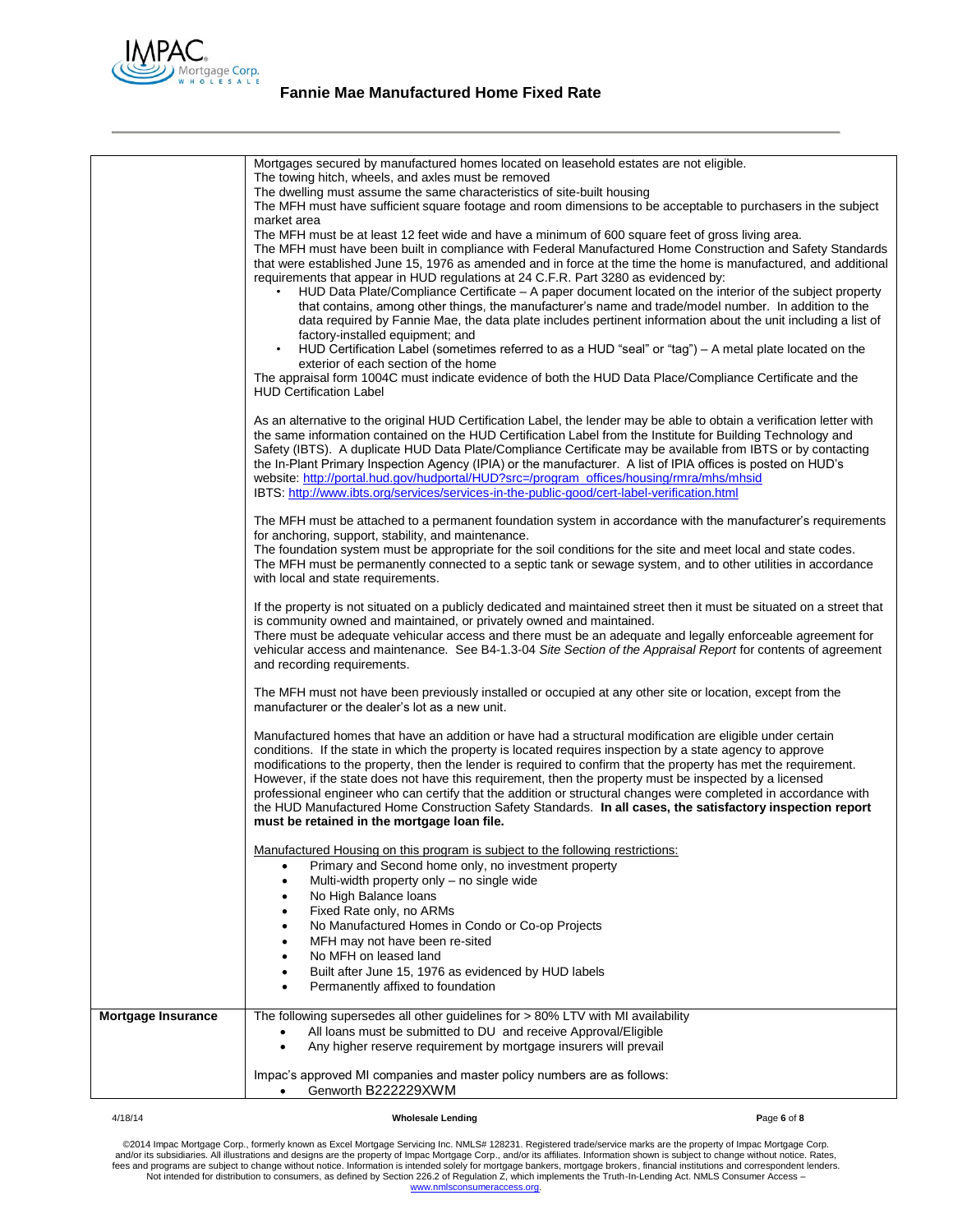| | |
|---|---|
| | Mortgages secured by manufactured homes located on leasehold estates are not eligible.<br>The towing hitch, wheels, and axles must be removed<br>The dwelling must assume the same characteristics of site-built housing<br>The MFH must have sufficient square footage and room dimensions to be acceptable to purchasers in the subject market area<br>The MFH must be at least 12 feet wide and have a minimum of 600 square feet of gross living area.<br>The MFH must have been built in compliance with Federal Manufactured Home Construction and Safety Standards that were established June 15, 1976 as amended and in force at the time the home is manufactured, and additional requirements that appear in HUD regulations at 24 C.F.R. Part 3280 as evidenced by:<br>• HUD Data Plate/Compliance Certificate – A paper document located on the interior of the subject property that contains, among other things, the manufacturer's name and trade/model number. In addition to the data required by Fannie Mae, the data plate includes pertinent information about the unit including a list of factory-installed equipment; and<br>• HUD Certification Label (sometimes referred to as a HUD "seal" or "tag") – A metal plate located on the exterior of each section of the home<br>The appraisal form 1004C must indicate evidence of both the HUD Data Place/Compliance Certificate and the HUD Certification Label<br><br>As an alternative to the original HUD Certification Label, the lender may be able to obtain a verification letter with the same information contained on the HUD Certification Label from the Institute for Building Technology and Safety (IBTS). A duplicate HUD Data Plate/Compliance Certificate may be available from IBTS or by contacting the In-Plant Primary Inspection Agency (IPIA) or the manufacturer. A list of IPIA offices is posted on HUD's website: http://portal.hud.gov/hudportal/HUD?src=/program_offices/housing/rmra/mhs/mhsid<br>IBTS: http://www.ibts.org/services/services-in-the-public-good/cert-label-verification.html<br><br>The MFH must be attached to a permanent foundation system in accordance with the manufacturer's requirements for anchoring, support, stability, and maintenance.<br>The foundation system must be appropriate for the soil conditions for the site and meet local and state codes.<br>The MFH must be permanently connected to a septic tank or sewage system, and to other utilities in accordance with local and state requirements.<br><br>If the property is not situated on a publicly dedicated and maintained street then it must be situated on a street that is community owned and maintained, or privately owned and maintained.<br>There must be adequate vehicular access and there must be an adequate and legally enforceable agreement for vehicular access and maintenance. See B4-1.3-04 *Site Section of the Appraisal Report* for contents of agreement and recording requirements.<br><br>The MFH must not have been previously installed or occupied at any other site or location, except from the manufacturer or the dealer's lot as a new unit.<br><br>Manufactured homes that have an addition or have had a structural modification are eligible under certain conditions. If the state in which the property is located requires inspection by a state agency to approve modifications to the property, then the lender is required to confirm that the property has met the requirement. However, if the state does not have this requirement, then the property must be inspected by a licensed professional engineer who can certify that the addition or structural changes were completed in accordance with the HUD Manufactured Home Construction Safety Standards. **In all cases, the satisfactory inspection report must be retained in the mortgage loan file.**<br><br><u>Manufactured Housing on this program is subject to the following restrictions:</u><br>• Primary and Second home only, no investment property<br>• Multi-width property only – no single wide<br>• No High Balance loans<br>• Fixed Rate only, no ARMs<br>• No Manufactured Homes in Condo or Co-op Projects<br>• MFH may not have been re-sited<br>• No MFH on leased land<br>• Built after June 15, 1976 as evidenced by HUD labels<br>• Permanently affixed to foundation |
| **Mortgage Insurance** | The following supersedes all other guidelines for > 80% LTV with MI availability<br>• All loans must be submitted to DU and receive Approval/Eligible<br>• Any higher reserve requirement by mortgage insurers will prevail<br><br>Impac's approved MI companies and master policy numbers are as follows:<br>• Genworth B222229XWM |

©2014 Impac Mortgage Corp., formerly known as Excel Mortgage Servicing Inc. NMLS# 128231. Registered trade/service marks are the property of Impac Mortgage Corp. and/or its subsidiaries. All illustrations and designs are the property of Impac Mortgage Corp., and/or its affiliates. Information shown is subject to change without notice. Rates, fees and programs are subject to change without notice. Information is intended solely for mortgage bankers, mortgage brokers, financial institutions and correspondent lenders. Not intended for distribution to consumers, as defined by Section 226.2 of Regulation Z, which implements the Truth-In-Lending Act. NMLS Consumer Access – www.nmlsconsumeraccess.org.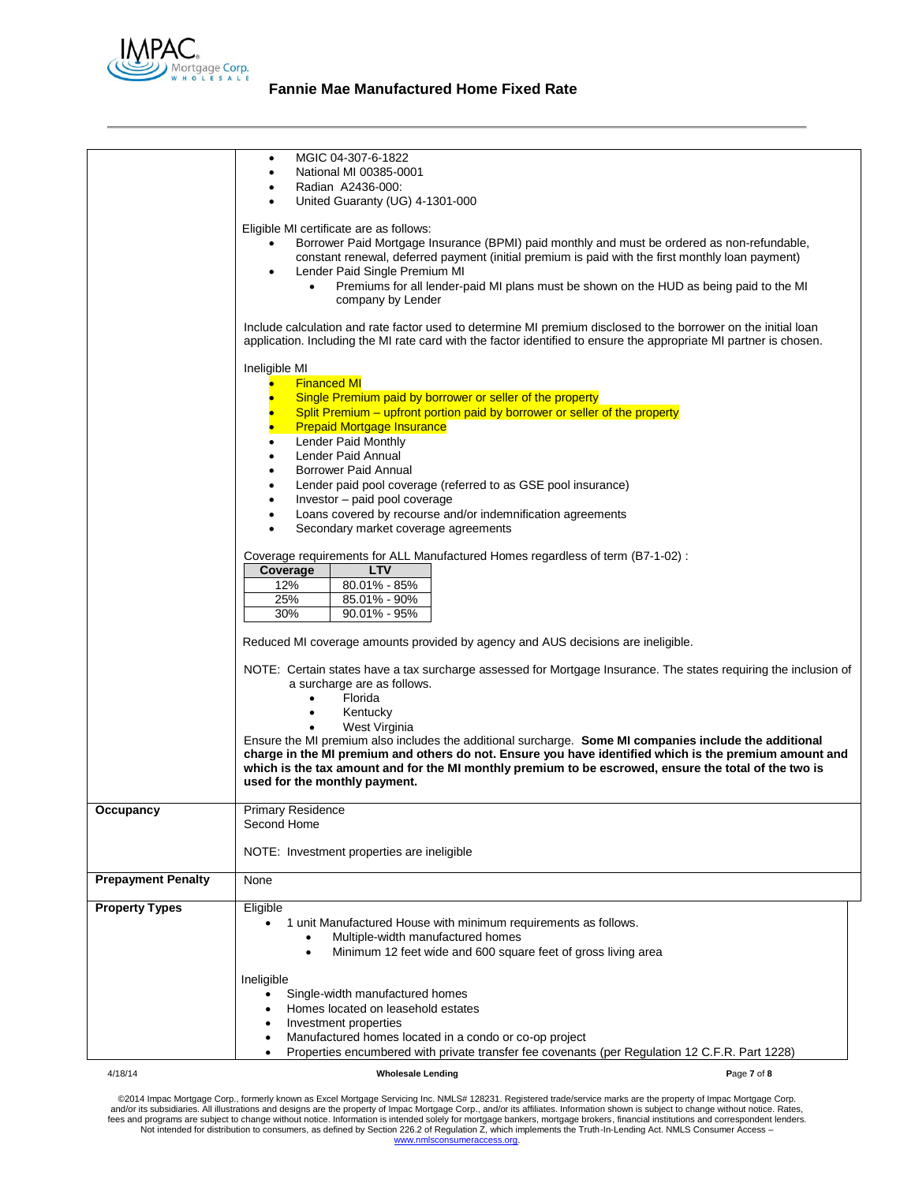## Fannie Mae Manufactured Home Fixed Rate

| | |
|---|---|
| | • MGIC 04-307-6-1822<br>• National MI 00385-0001<br>• Radian A2436-000:<br>• United Guaranty (UG) 4-1301-000<br><br>Eligible MI certificate are as follows:<br>• Borrower Paid Mortgage Insurance (BPMI) paid monthly and must be ordered as non-refundable, constant renewal, deferred payment (initial premium is paid with the first monthly loan payment)<br>• Lender Paid Single Premium MI<br>&nbsp;&nbsp;&nbsp;&nbsp;• Premiums for all lender-paid MI plans must be shown on the HUD as being paid to the MI company by Lender<br><br>Include calculation and rate factor used to determine MI premium disclosed to the borrower on the initial loan application. Including the MI rate card with the factor identified to ensure the appropriate MI partner is chosen.<br><br>Ineligible MI<br>• Financed MI<br>• Single Premium paid by borrower or seller of the property<br>• Split Premium – upfront portion paid by borrower or seller of the property<br>• Prepaid Mortgage Insurance<br>• Lender Paid Monthly<br>• Lender Paid Annual<br>• Borrower Paid Annual<br>• Lender paid pool coverage (referred to as GSE pool insurance)<br>• Investor – paid pool coverage<br>• Loans covered by recourse and/or indemnification agreements<br>• Secondary market coverage agreements<br><br>Coverage requirements for ALL Manufactured Homes regardless of term (B7-1-02) :<br><br>**Coverage** / **LTV**<br>12% / 80.01% - 85%<br>25% / 85.01% - 90%<br>30% / 90.01% - 95%<br><br>Reduced MI coverage amounts provided by agency and AUS decisions are ineligible.<br><br>NOTE: Certain states have a tax surcharge assessed for Mortgage Insurance. The states requiring the inclusion of a surcharge are as follows.<br>• Florida<br>• Kentucky<br>• West Virginia<br>Ensure the MI premium also includes the additional surcharge. **Some MI companies include the additional charge in the MI premium and others do not. Ensure you have identified which is the premium amount and which is the tax amount and for the MI monthly premium to be escrowed, ensure the total of the two is used for the monthly payment.** |
| **Occupancy** | Primary Residence<br>Second Home<br><br>NOTE: Investment properties are ineligible |
| **Prepayment Penalty** | None |
| **Property Types** | Eligible<br>• 1 unit Manufactured House with minimum requirements as follows.<br>&nbsp;&nbsp;&nbsp;&nbsp;• Multiple-width manufactured homes<br>&nbsp;&nbsp;&nbsp;&nbsp;• Minimum 12 feet wide and 600 square feet of gross living area<br><br>Ineligible<br>• Single-width manufactured homes<br>• Homes located on leasehold estates<br>• Investment properties<br>• Manufactured homes located in a condo or co-op project<br>• Properties encumbered with private transfer fee covenants (per Regulation 12 C.F.R. Part 1228) |

©2014 Impac Mortgage Corp., formerly known as Excel Mortgage Servicing Inc. NMLS# 128231. Registered trade/service marks are the property of Impac Mortgage Corp. and/or its subsidiaries. All illustrations and designs are the property of Impac Mortgage Corp., and/or its affiliates. Information shown is subject to change without notice. Rates, fees and programs are subject to change without notice. Information is intended solely for mortgage bankers, mortgage brokers, financial institutions and correspondent lenders. Not intended for distribution to consumers, as defined by Section 226.2 of Regulation Z, which implements the Truth-In-Lending Act. NMLS Consumer Access – www.nmlsconsumeraccess.org.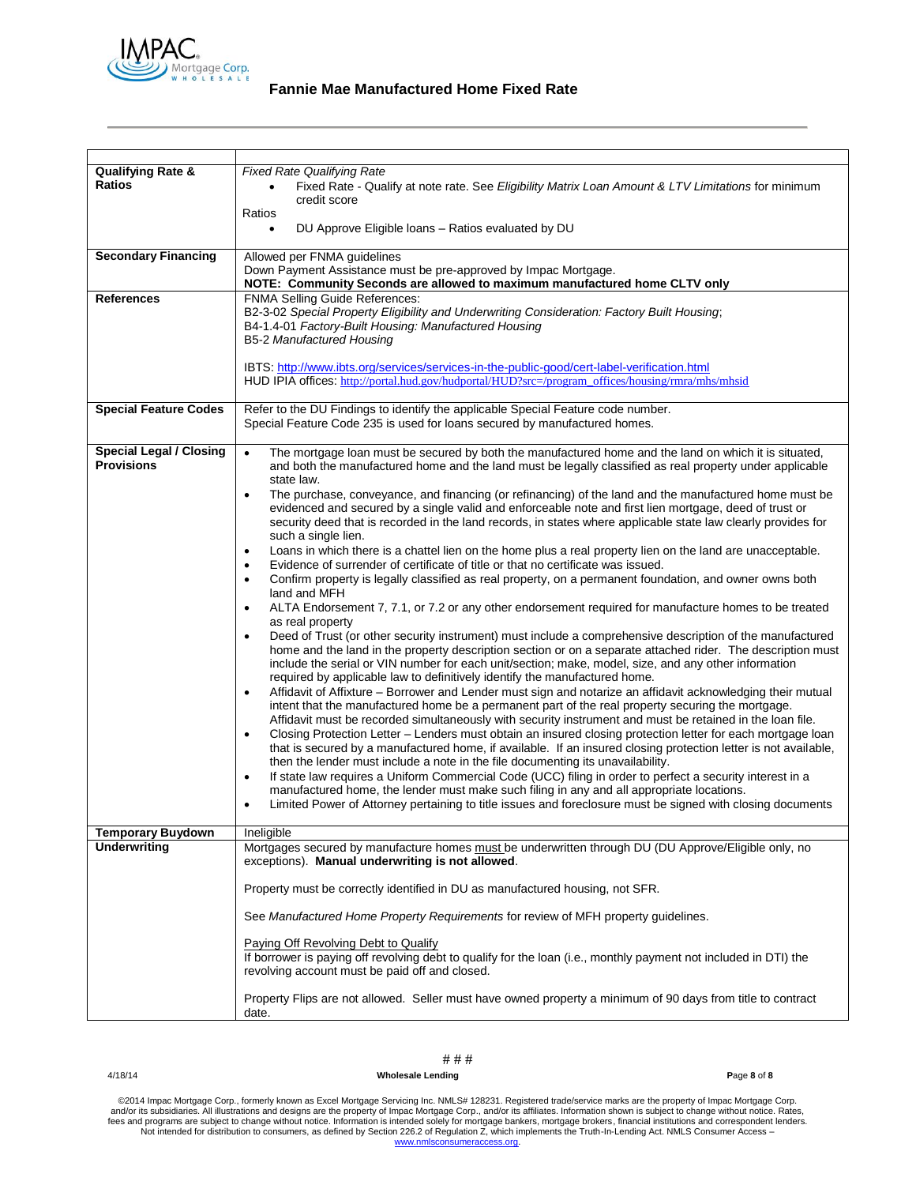## Fannie Mae Manufactured Home Fixed Rate

| | |
|---|---|
| **Qualifying Rate & Ratios** | *Fixed Rate Qualifying Rate*<br>• Fixed Rate - Qualify at note rate. See *Eligibility Matrix Loan Amount & LTV Limitations* for minimum credit score<br>Ratios<br>• DU Approve Eligible loans – Ratios evaluated by DU |
| **Secondary Financing** | Allowed per FNMA guidelines<br>Down Payment Assistance must be pre-approved by Impac Mortgage.<br>**NOTE: Community Seconds are allowed to maximum manufactured home CLTV only** |
| **References** | FNMA Selling Guide References:<br>B2-3-02 *Special Property Eligibility and Underwriting Consideration: Factory Built Housing*;<br>B4-1.4-01 *Factory-Built Housing: Manufactured Housing*<br>B5-2 *Manufactured Housing*<br><br>IBTS: http://www.ibts.org/services/services-in-the-public-good/cert-label-verification.html<br>HUD IPIA offices: http://portal.hud.gov/hudportal/HUD?src=/program_offices/housing/rmra/mhs/mhsid |
| **Special Feature Codes** | Refer to the DU Findings to identify the applicable Special Feature code number.<br>Special Feature Code 235 is used for loans secured by manufactured homes. |
| **Special Legal / Closing Provisions** | • The mortgage loan must be secured by both the manufactured home and the land on which it is situated, and both the manufactured home and the land must be legally classified as real property under applicable state law.<br>• The purchase, conveyance, and financing (or refinancing) of the land and the manufactured home must be evidenced and secured by a single valid and enforceable note and first lien mortgage, deed of trust or security deed that is recorded in the land records, in states where applicable state law clearly provides for such a single lien.<br>• Loans in which there is a chattel lien on the home plus a real property lien on the land are unacceptable.<br>• Evidence of surrender of certificate of title or that no certificate was issued.<br>• Confirm property is legally classified as real property, on a permanent foundation, and owner owns both land and MFH<br>• ALTA Endorsement 7, 7.1, or 7.2 or any other endorsement required for manufacture homes to be treated as real property<br>• Deed of Trust (or other security instrument) must include a comprehensive description of the manufactured home and the land in the property description section or on a separate attached rider. The description must include the serial or VIN number for each unit/section; make, model, size, and any other information required by applicable law to definitively identify the manufactured home.<br>• Affidavit of Affixture – Borrower and Lender must sign and notarize an affidavit acknowledging their mutual intent that the manufactured home be a permanent part of the real property securing the mortgage. Affidavit must be recorded simultaneously with security instrument and must be retained in the loan file.<br>• Closing Protection Letter – Lenders must obtain an insured closing protection letter for each mortgage loan that is secured by a manufactured home, if available. If an insured closing protection letter is not available, then the lender must include a note in the file documenting its unavailability.<br>• If state law requires a Uniform Commercial Code (UCC) filing in order to perfect a security interest in a manufactured home, the lender must make such filing in any and all appropriate locations.<br>• Limited Power of Attorney pertaining to title issues and foreclosure must be signed with closing documents |
| **Temporary Buydown** | Ineligible |
| **Underwriting** | Mortgages secured by manufacture homes must be underwritten through DU (DU Approve/Eligible only, no exceptions). **Manual underwriting is not allowed**.<br><br>Property must be correctly identified in DU as manufactured housing, not SFR.<br><br>See *Manufactured Home Property Requirements* for review of MFH property guidelines.<br><br>Paying Off Revolving Debt to Qualify<br>If borrower is paying off revolving debt to qualify for the loan (i.e., monthly payment not included in DTI) the revolving account must be paid off and closed.<br><br>Property Flips are not allowed. Seller must have owned property a minimum of 90 days from title to contract date. |

###

©2014 Impac Mortgage Corp., formerly known as Excel Mortgage Servicing Inc. NMLS# 128231. Registered trade/service marks are the property of Impac Mortgage Corp. and/or its subsidiaries. All illustrations and designs are the property of Impac Mortgage Corp., and/or its affiliates. Information shown is subject to change without notice. Rates, fees and programs are subject to change without notice. Information is intended solely for mortgage bankers, mortgage brokers, financial institutions and correspondent lenders. Not intended for distribution to consumers, as defined by Section 226.2 of Regulation Z, which implements the Truth-In-Lending Act. NMLS Consumer Access – www.nmlsconsumeraccess.org.